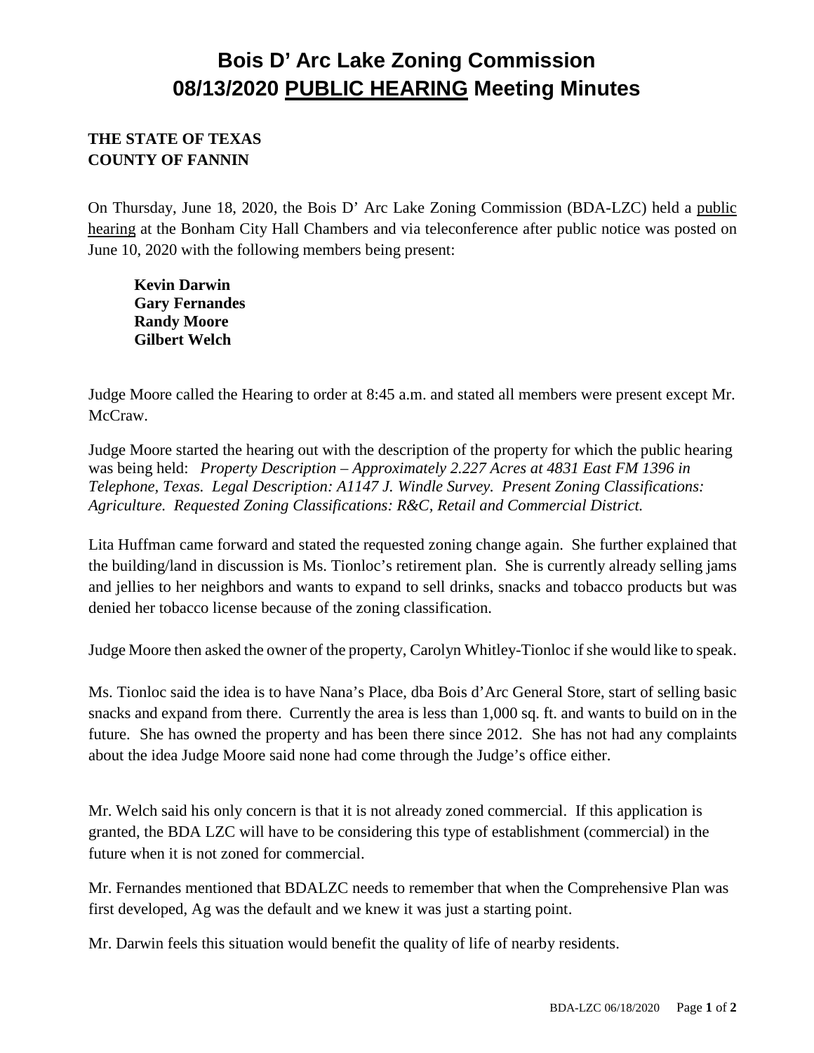# Bois D' Arc Lake Zoning Commission
# 08/13/2020 <u>PUBLIC HEARING</u> Meeting Minutes

**THE STATE OF TEXAS**
**COUNTY OF FANNIN**

On Thursday, June 18, 2020, the Bois D' Arc Lake Zoning Commission (BDA-LZC) held a <u>public hearing</u> at the Bonham City Hall Chambers and via teleconference after public notice was posted on June 10, 2020 with the following members being present:

**Kevin Darwin**
**Gary Fernandes**
**Randy Moore**
**Gilbert Welch**

Judge Moore called the Hearing to order at 8:45 a.m. and stated all members were present except Mr. McCraw.

Judge Moore started the hearing out with the description of the property for which the public hearing was being held: *Property Description – Approximately 2.227 Acres at 4831 East FM 1396 in Telephone, Texas. Legal Description: A1147 J. Windle Survey. Present Zoning Classifications: Agriculture. Requested Zoning Classifications: R&C, Retail and Commercial District.*

Lita Huffman came forward and stated the requested zoning change again. She further explained that the building/land in discussion is Ms. Tionloc's retirement plan. She is currently already selling jams and jellies to her neighbors and wants to expand to sell drinks, snacks and tobacco products but was denied her tobacco license because of the zoning classification.

Judge Moore then asked the owner of the property, Carolyn Whitley-Tionloc if she would like to speak.

Ms. Tionloc said the idea is to have Nana's Place, dba Bois d'Arc General Store, start of selling basic snacks and expand from there. Currently the area is less than 1,000 sq. ft. and wants to build on in the future. She has owned the property and has been there since 2012. She has not had any complaints about the idea Judge Moore said none had come through the Judge's office either.

Mr. Welch said his only concern is that it is not already zoned commercial. If this application is granted, the BDA LZC will have to be considering this type of establishment (commercial) in the future when it is not zoned for commercial.

Mr. Fernandes mentioned that BDALZC needs to remember that when the Comprehensive Plan was first developed, Ag was the default and we knew it was just a starting point.

Mr. Darwin feels this situation would benefit the quality of life of nearby residents.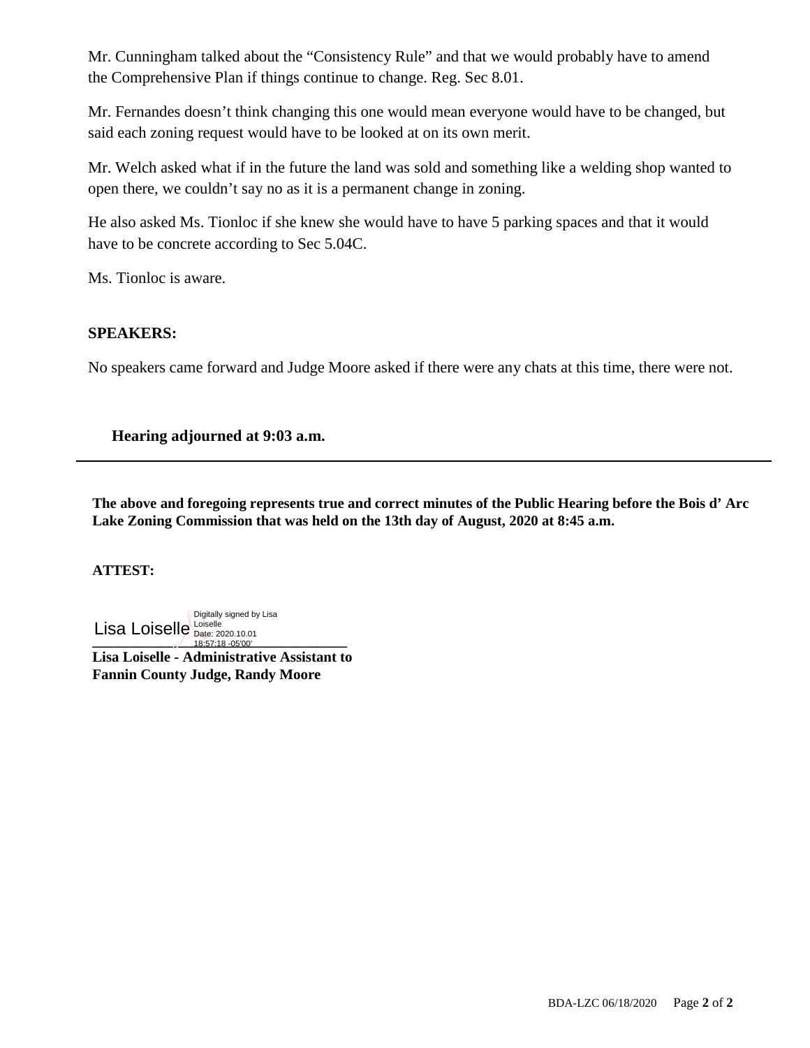Mr. Cunningham talked about the "Consistency Rule" and that we would probably have to amend the Comprehensive Plan if things continue to change. Reg. Sec 8.01.

Mr. Fernandes doesn't think changing this one would mean everyone would have to be changed, but said each zoning request would have to be looked at on its own merit.

Mr. Welch asked what if in the future the land was sold and something like a welding shop wanted to open there, we couldn't say no as it is a permanent change in zoning.

He also asked Ms. Tionloc if she knew she would have to have 5 parking spaces and that it would have to be concrete according to Sec 5.04C.

Ms. Tionloc is aware.

**SPEAKERS:**

No speakers came forward and Judge Moore asked if there were any chats at this time, there were not.

**Hearing adjourned at 9:03 a.m.**

---

**The above and foregoing represents true and correct minutes of the Public Hearing before the Bois d' Arc Lake Zoning Commission that was held on the 13th day of August, 2020 at 8:45 a.m.**

**ATTEST:**

Lisa Loiselle Digitally signed by Lisa Loiselle Date: 2020.10.01 18:57:18 -05'00'

**Lisa Loiselle - Administrative Assistant to Fannin County Judge, Randy Moore**